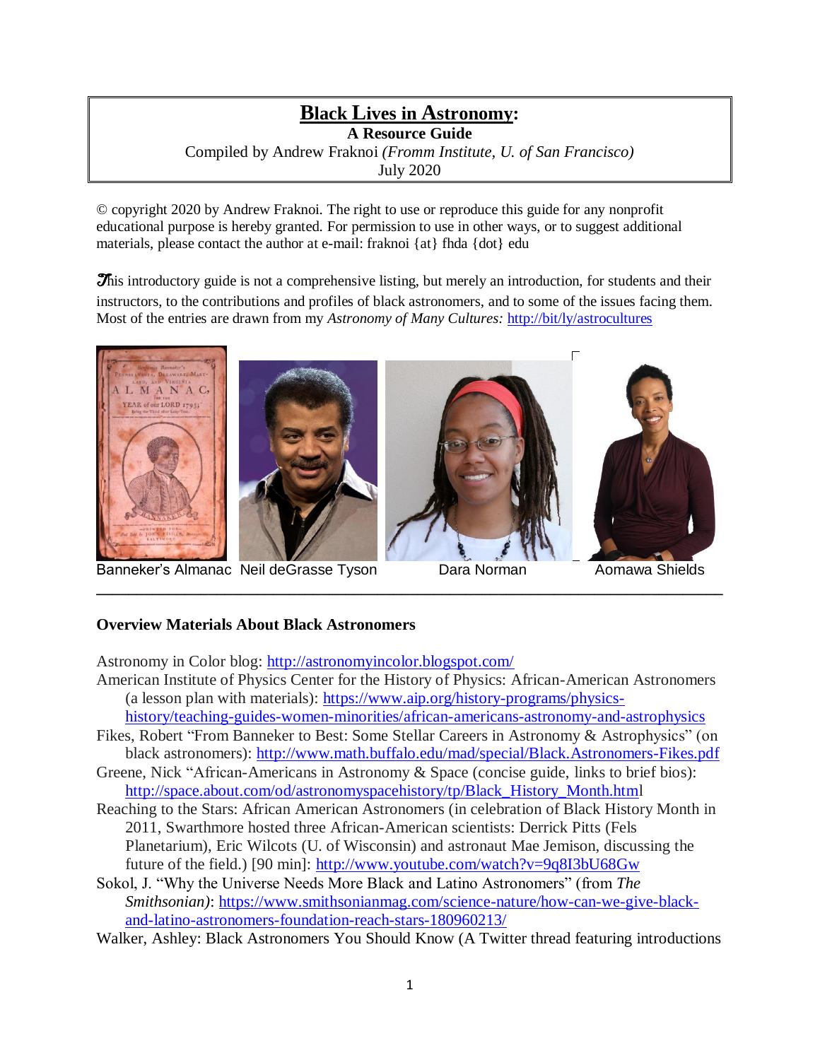# Black Lives in Astronomy:

**A Resource Guide**

Compiled by Andrew Fraknoi *(Fromm Institute, U. of San Francisco)*

July 2020

© copyright 2020 by Andrew Fraknoi. The right to use or reproduce this guide for any nonprofit educational purpose is hereby granted. For permission to use in other ways, or to suggest additional materials, please contact the author at e-mail: fraknoi {at} fhda {dot} edu

This introductory guide is not a comprehensive listing, but merely an introduction, for students and their instructors, to the contributions and profiles of black astronomers, and to some of the issues facing them. Most of the entries are drawn from my *Astronomy of Many Cultures:* http://bit/ly/astrocultures

Banneker's Almanac     Neil deGrasse Tyson     Dara Norman     Aomawa Shields

---

## Overview Materials About Black Astronomers

Astronomy in Color blog: http://astronomyincolor.blogspot.com/

American Institute of Physics Center for the History of Physics: African-American Astronomers (a lesson plan with materials): https://www.aip.org/history-programs/physics-history/teaching-guides-women-minorities/african-americans-astronomy-and-astrophysics

Fikes, Robert "From Banneker to Best: Some Stellar Careers in Astronomy & Astrophysics" (on black astronomers): http://www.math.buffalo.edu/mad/special/Black.Astronomers-Fikes.pdf

Greene, Nick "African-Americans in Astronomy & Space (concise guide, links to brief bios): http://space.about.com/od/astronomyspacehistory/tp/Black_History_Month.html

Reaching to the Stars: African American Astronomers (in celebration of Black History Month in 2011, Swarthmore hosted three African-American scientists: Derrick Pitts (Fels Planetarium), Eric Wilcots (U. of Wisconsin) and astronaut Mae Jemison, discussing the future of the field.) [90 min]: http://www.youtube.com/watch?v=9q8I3bU68Gw

Sokol, J. "Why the Universe Needs More Black and Latino Astronomers" (from *The Smithsonian)*: https://www.smithsonianmag.com/science-nature/how-can-we-give-black-and-latino-astronomers-foundation-reach-stars-180960213/

Walker, Ashley: Black Astronomers You Should Know (A Twitter thread featuring introductions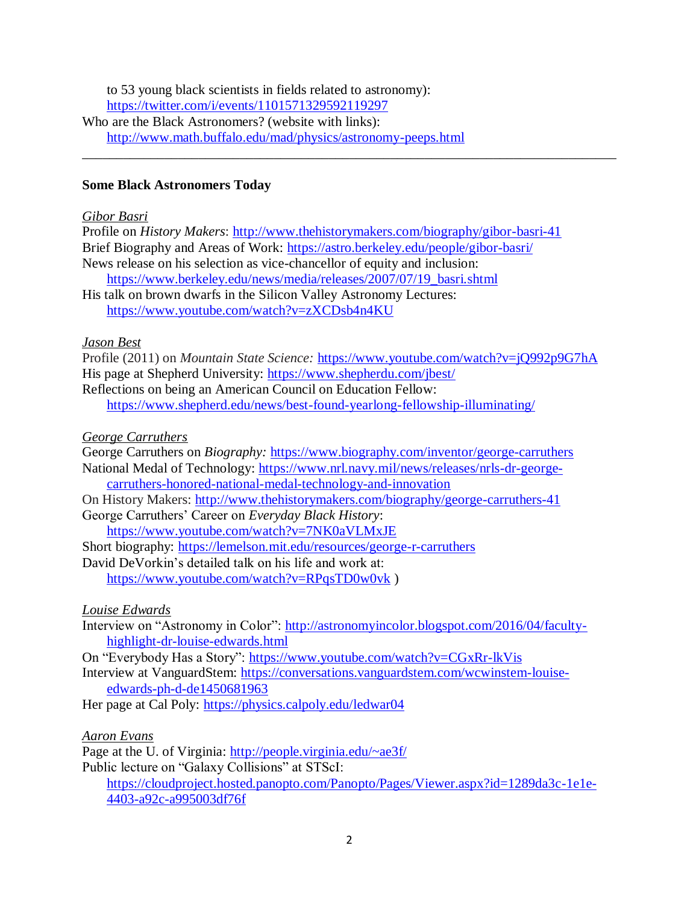to 53 young black scientists in fields related to astronomy): https://twitter.com/i/events/1101571329592119297

Who are the Black Astronomers? (website with links): http://www.math.buffalo.edu/mad/physics/astronomy-peeps.html

---

**Some Black Astronomers Today**

*Gibor Basri*

Profile on *History Makers*: http://www.thehistorymakers.com/biography/gibor-basri-41

Brief Biography and Areas of Work: https://astro.berkeley.edu/people/gibor-basri/

News release on his selection as vice-chancellor of equity and inclusion: https://www.berkeley.edu/news/media/releases/2007/07/19_basri.shtml

His talk on brown dwarfs in the Silicon Valley Astronomy Lectures: https://www.youtube.com/watch?v=zXCDsb4n4KU

*Jason Best*

Profile (2011) on *Mountain State Science:* https://www.youtube.com/watch?v=jQ992p9G7hA

His page at Shepherd University: https://www.shepherdu.com/jbest/

Reflections on being an American Council on Education Fellow: https://www.shepherd.edu/news/best-found-yearlong-fellowship-illuminating/

*George Carruthers*

George Carruthers on *Biography:* https://www.biography.com/inventor/george-carruthers

National Medal of Technology: https://www.nrl.navy.mil/news/releases/nrls-dr-george-carruthers-honored-national-medal-technology-and-innovation

On History Makers: http://www.thehistorymakers.com/biography/george-carruthers-41

George Carruthers' Career on *Everyday Black History*: https://www.youtube.com/watch?v=7NK0aVLMxJE

Short biography: https://lemelson.mit.edu/resources/george-r-carruthers

David DeVorkin's detailed talk on his life and work at: https://www.youtube.com/watch?v=RPqsTD0w0vk )

*Louise Edwards*

Interview on "Astronomy in Color": http://astronomyincolor.blogspot.com/2016/04/faculty-highlight-dr-louise-edwards.html

On "Everybody Has a Story": https://www.youtube.com/watch?v=CGxRr-lkVis

Interview at VanguardStem: https://conversations.vanguardstem.com/wcwinstem-louise-edwards-ph-d-de1450681963

Her page at Cal Poly: https://physics.calpoly.edu/ledwar04

*Aaron Evans*

Page at the U. of Virginia: http://people.virginia.edu/~ae3f/

Public lecture on "Galaxy Collisions" at STScI: https://cloudproject.hosted.panopto.com/Panopto/Pages/Viewer.aspx?id=1289da3c-1e1e-4403-a92c-a995003df76f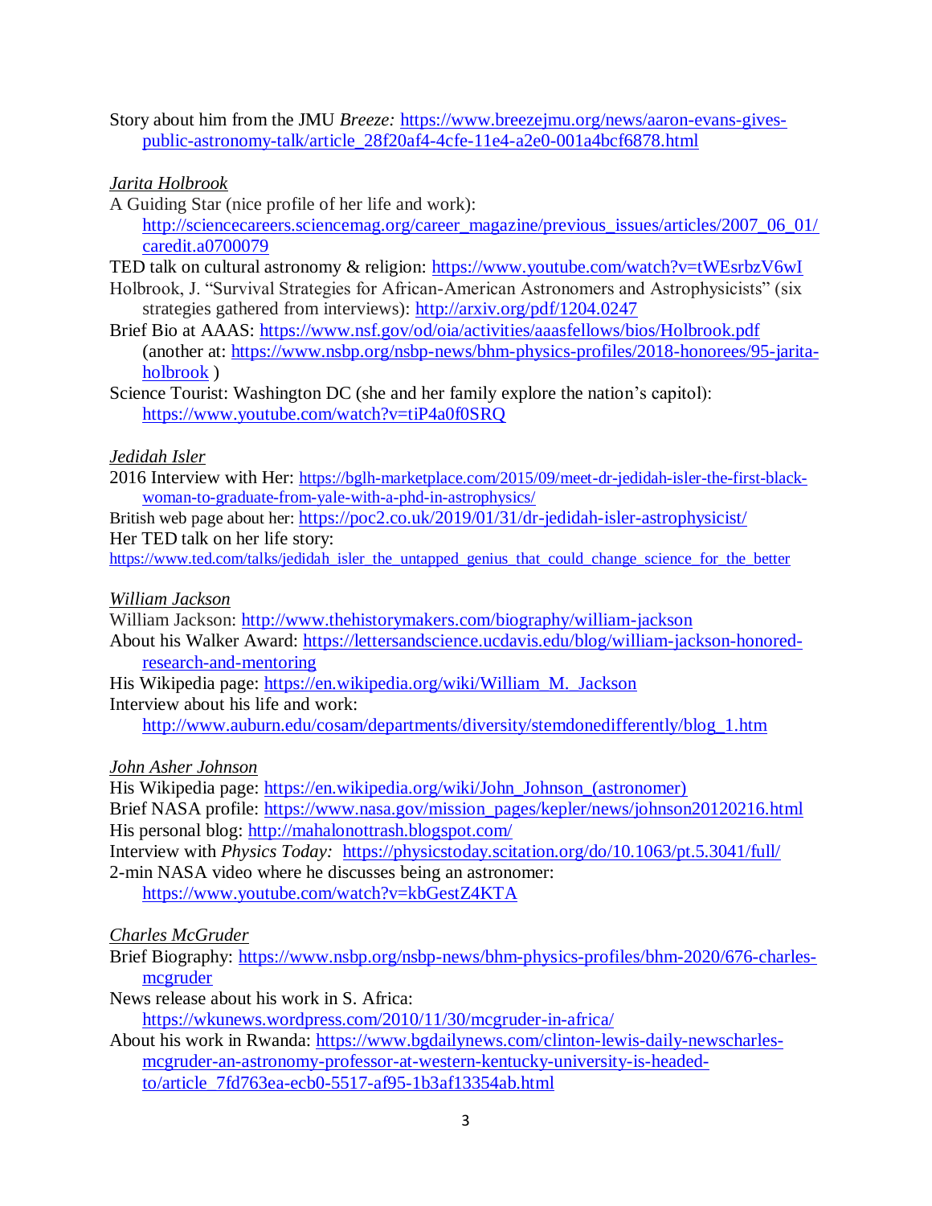Story about him from the JMU *Breeze:* https://www.breezejmu.org/news/aaron-evans-gives-public-astronomy-talk/article_28f20af4-4cfe-11e4-a2e0-001a4bcf6878.html

*Jarita Holbrook*

A Guiding Star (nice profile of her life and work): http://sciencecareers.sciencemag.org/career_magazine/previous_issues/articles/2007_06_01/caredit.a0700079

TED talk on cultural astronomy & religion: https://www.youtube.com/watch?v=tWEsrbzV6wI

Holbrook, J. "Survival Strategies for African-American Astronomers and Astrophysicists" (six strategies gathered from interviews): http://arxiv.org/pdf/1204.0247

Brief Bio at AAAS: https://www.nsf.gov/od/oia/activities/aaasfellows/bios/Holbrook.pdf (another at: https://www.nsbp.org/nsbp-news/bhm-physics-profiles/2018-honorees/95-jarita-holbrook )

Science Tourist: Washington DC (she and her family explore the nation's capitol): https://www.youtube.com/watch?v=tiP4a0f0SRQ

*Jedidah Isler*

2016 Interview with Her: https://bglh-marketplace.com/2015/09/meet-dr-jedidah-isler-the-first-black-woman-to-graduate-from-yale-with-a-phd-in-astrophysics/

British web page about her: https://poc2.co.uk/2019/01/31/dr-jedidah-isler-astrophysicist/

Her TED talk on her life story: https://www.ted.com/talks/jedidah_isler_the_untapped_genius_that_could_change_science_for_the_better

*William Jackson*

William Jackson: http://www.thehistorymakers.com/biography/william-jackson

About his Walker Award: https://lettersandscience.ucdavis.edu/blog/william-jackson-honored-research-and-mentoring

His Wikipedia page: https://en.wikipedia.org/wiki/William_M._Jackson

Interview about his life and work: http://www.auburn.edu/cosam/departments/diversity/stemdonedifferently/blog_1.htm

*John Asher Johnson*

His Wikipedia page: https://en.wikipedia.org/wiki/John_Johnson_(astronomer)

Brief NASA profile: https://www.nasa.gov/mission_pages/kepler/news/johnson20120216.html

His personal blog: http://mahalonottrash.blogspot.com/

Interview with *Physics Today:* https://physicstoday.scitation.org/do/10.1063/pt.5.3041/full/

2-min NASA video where he discusses being an astronomer: https://www.youtube.com/watch?v=kbGestZ4KTA

*Charles McGruder*

Brief Biography: https://www.nsbp.org/nsbp-news/bhm-physics-profiles/bhm-2020/676-charles-mcgruder

News release about his work in S. Africa: https://wkunews.wordpress.com/2010/11/30/mcgruder-in-africa/

About his work in Rwanda: https://www.bgdailynews.com/clinton-lewis-daily-newscharles-mcgruder-an-astronomy-professor-at-western-kentucky-university-is-headed-to/article_7fd763ea-ecb0-5517-af95-1b3af13354ab.html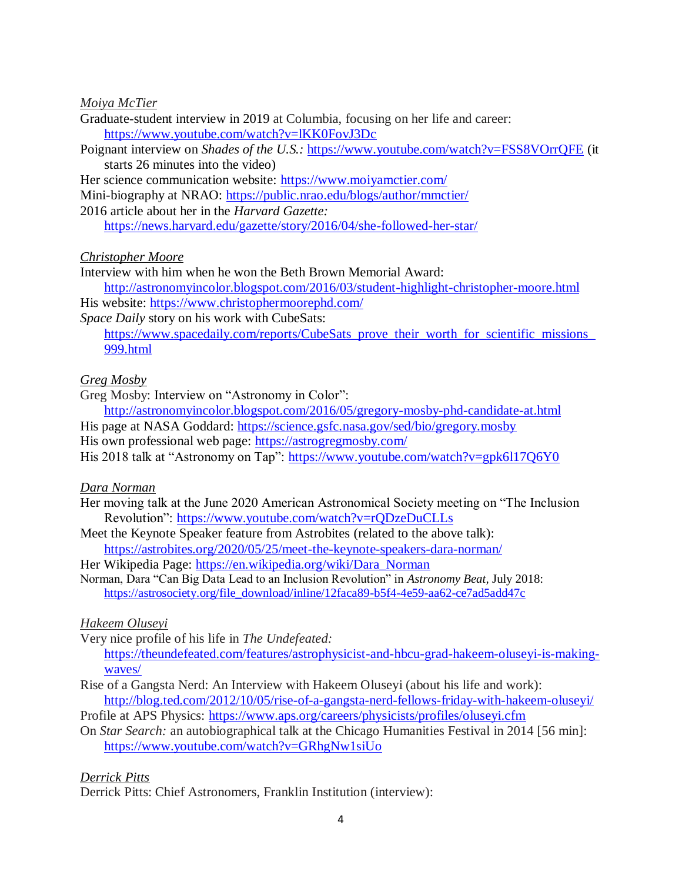*Moiya McTier*

Graduate-student interview in 2019 at Columbia, focusing on her life and career: https://www.youtube.com/watch?v=lKK0FovJ3Dc

Poignant interview on *Shades of the U.S.:* https://www.youtube.com/watch?v=FSS8VOrrQFE (it starts 26 minutes into the video)

Her science communication website: https://www.moiyamctier.com/

Mini-biography at NRAO: https://public.nrao.edu/blogs/author/mmctier/

2016 article about her in the *Harvard Gazette:* https://news.harvard.edu/gazette/story/2016/04/she-followed-her-star/

*Christopher Moore*

Interview with him when he won the Beth Brown Memorial Award: http://astronomyincolor.blogspot.com/2016/03/student-highlight-christopher-moore.html

His website: https://www.christophermoorephd.com/

*Space Daily* story on his work with CubeSats: https://www.spacedaily.com/reports/CubeSats_prove_their_worth_for_scientific_missions_999.html

*Greg Mosby*

Greg Mosby: Interview on "Astronomy in Color": http://astronomyincolor.blogspot.com/2016/05/gregory-mosby-phd-candidate-at.html

His page at NASA Goddard: https://science.gsfc.nasa.gov/sed/bio/gregory.mosby

His own professional web page: https://astrogregmosby.com/

His 2018 talk at "Astronomy on Tap": https://www.youtube.com/watch?v=gpk6l17Q6Y0

*Dara Norman*

Her moving talk at the June 2020 American Astronomical Society meeting on "The Inclusion Revolution": https://www.youtube.com/watch?v=rQDzeDuCLLs

Meet the Keynote Speaker feature from Astrobites (related to the above talk): https://astrobites.org/2020/05/25/meet-the-keynote-speakers-dara-norman/

Her Wikipedia Page: https://en.wikipedia.org/wiki/Dara_Norman

Norman, Dara "Can Big Data Lead to an Inclusion Revolution" in *Astronomy Beat,* July 2018: https://astrosociety.org/file_download/inline/12faca89-b5f4-4e59-aa62-ce7ad5add47c

*Hakeem Oluseyi*

Very nice profile of his life in *The Undefeated:* https://theundefeated.com/features/astrophysicist-and-hbcu-grad-hakeem-oluseyi-is-making-waves/

Rise of a Gangsta Nerd: An Interview with Hakeem Oluseyi (about his life and work): http://blog.ted.com/2012/10/05/rise-of-a-gangsta-nerd-fellows-friday-with-hakeem-oluseyi/

Profile at APS Physics: https://www.aps.org/careers/physicists/profiles/oluseyi.cfm

On *Star Search:* an autobiographical talk at the Chicago Humanities Festival in 2014 [56 min]: https://www.youtube.com/watch?v=GRhgNw1siUo

*Derrick Pitts*

Derrick Pitts: Chief Astronomers, Franklin Institution (interview):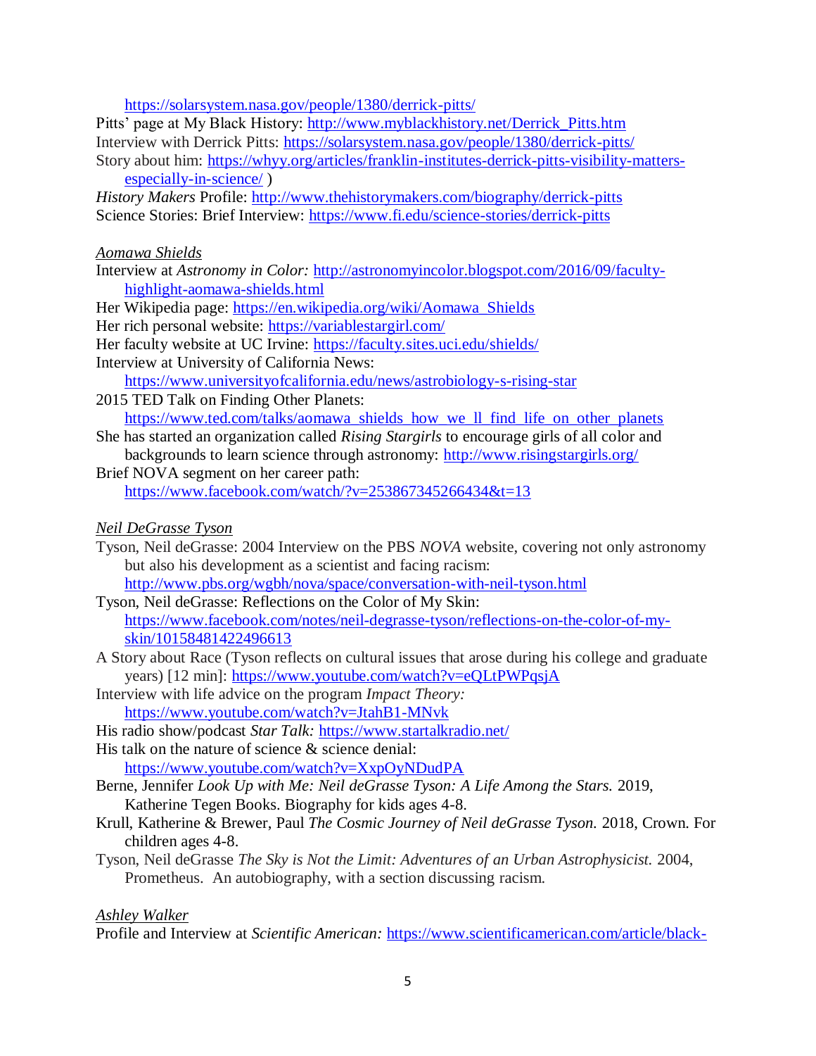https://solarsystem.nasa.gov/people/1380/derrick-pitts/

Pitts' page at My Black History: http://www.myblackhistory.net/Derrick_Pitts.htm

Interview with Derrick Pitts: https://solarsystem.nasa.gov/people/1380/derrick-pitts/

Story about him: https://whyy.org/articles/franklin-institutes-derrick-pitts-visibility-matters-especially-in-science/ )

*History Makers* Profile: http://www.thehistorymakers.com/biography/derrick-pitts

Science Stories: Brief Interview: https://www.fi.edu/science-stories/derrick-pitts

*Aomawa Shields*

Interview at *Astronomy in Color:* http://astronomyincolor.blogspot.com/2016/09/faculty-highlight-aomawa-shields.html

Her Wikipedia page: https://en.wikipedia.org/wiki/Aomawa_Shields

Her rich personal website: https://variablestargirl.com/

Her faculty website at UC Irvine: https://faculty.sites.uci.edu/shields/

Interview at University of California News: https://www.universityofcalifornia.edu/news/astrobiology-s-rising-star

2015 TED Talk on Finding Other Planets: https://www.ted.com/talks/aomawa_shields_how_we_ll_find_life_on_other_planets

She has started an organization called *Rising Stargirls* to encourage girls of all color and backgrounds to learn science through astronomy: http://www.risingstargirls.org/

Brief NOVA segment on her career path: https://www.facebook.com/watch/?v=253867345266434&t=13

*Neil DeGrasse Tyson*

Tyson, Neil deGrasse: 2004 Interview on the PBS *NOVA* website, covering not only astronomy but also his development as a scientist and facing racism: http://www.pbs.org/wgbh/nova/space/conversation-with-neil-tyson.html

Tyson, Neil deGrasse: Reflections on the Color of My Skin: https://www.facebook.com/notes/neil-degrasse-tyson/reflections-on-the-color-of-my-skin/10158481422496613

A Story about Race (Tyson reflects on cultural issues that arose during his college and graduate years) [12 min]: https://www.youtube.com/watch?v=eQLtPWPqsjA

Interview with life advice on the program *Impact Theory:* https://www.youtube.com/watch?v=JtahB1-MNvk

His radio show/podcast *Star Talk:* https://www.startalkradio.net/

His talk on the nature of science & science denial: https://www.youtube.com/watch?v=XxpOyNDudPA

Berne, Jennifer *Look Up with Me: Neil deGrasse Tyson: A Life Among the Stars.* 2019, Katherine Tegen Books. Biography for kids ages 4-8.

Krull, Katherine & Brewer, Paul *The Cosmic Journey of Neil deGrasse Tyson.* 2018, Crown. For children ages 4-8.

Tyson, Neil deGrasse *The Sky is Not the Limit: Adventures of an Urban Astrophysicist.* 2004, Prometheus. An autobiography, with a section discussing racism.

*Ashley Walker*

Profile and Interview at *Scientific American:* https://www.scientificamerican.com/article/black-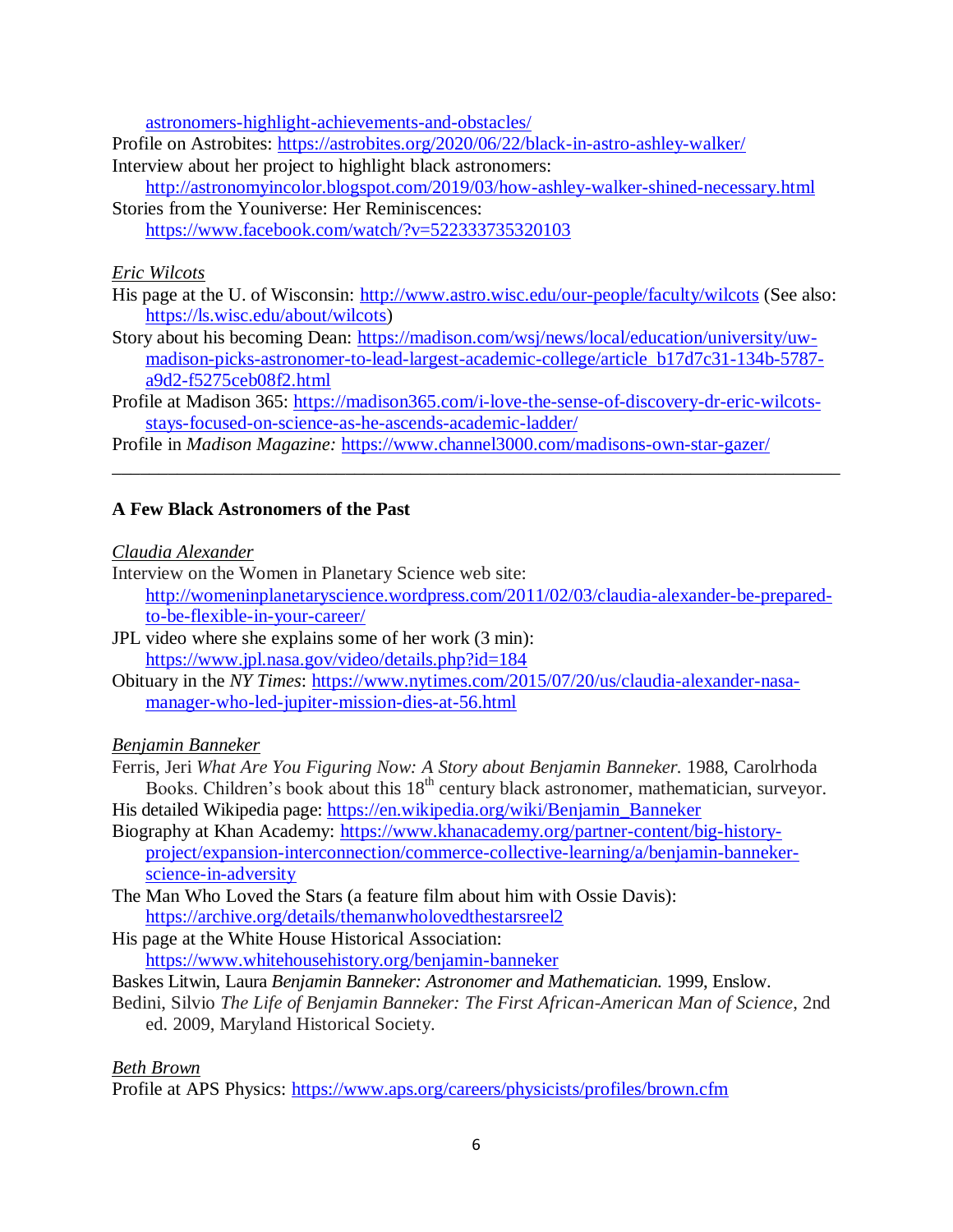astronomers-highlight-achievements-and-obstacles/

Profile on Astrobites: https://astrobites.org/2020/06/22/black-in-astro-ashley-walker/

Interview about her project to highlight black astronomers: http://astronomyincolor.blogspot.com/2019/03/how-ashley-walker-shined-necessary.html

Stories from the Youniverse: Her Reminiscences: https://www.facebook.com/watch/?v=522333735320103

*Eric Wilcots*

His page at the U. of Wisconsin: http://www.astro.wisc.edu/our-people/faculty/wilcots (See also: https://ls.wisc.edu/about/wilcots)

Story about his becoming Dean: https://madison.com/wsj/news/local/education/university/uw-madison-picks-astronomer-to-lead-largest-academic-college/article_b17d7c31-134b-5787-a9d2-f5275ceb08f2.html

Profile at Madison 365: https://madison365.com/i-love-the-sense-of-discovery-dr-eric-wilcots-stays-focused-on-science-as-he-ascends-academic-ladder/

Profile in *Madison Magazine:* https://www.channel3000.com/madisons-own-star-gazer/

---

**A Few Black Astronomers of the Past**

*Claudia Alexander*

Interview on the Women in Planetary Science web site: http://womeninplanetaryscience.wordpress.com/2011/02/03/claudia-alexander-be-prepared-to-be-flexible-in-your-career/

JPL video where she explains some of her work (3 min): https://www.jpl.nasa.gov/video/details.php?id=184

Obituary in the *NY Times*: https://www.nytimes.com/2015/07/20/us/claudia-alexander-nasa-manager-who-led-jupiter-mission-dies-at-56.html

*Benjamin Banneker*

Ferris, Jeri *What Are You Figuring Now: A Story about Benjamin Banneker.* 1988, Carolrhoda Books. Children's book about this 18th century black astronomer, mathematician, surveyor.

His detailed Wikipedia page: https://en.wikipedia.org/wiki/Benjamin_Banneker

Biography at Khan Academy: https://www.khanacademy.org/partner-content/big-history-project/expansion-interconnection/commerce-collective-learning/a/benjamin-banneker-science-in-adversity

The Man Who Loved the Stars (a feature film about him with Ossie Davis): https://archive.org/details/themanwholovedthestarsreel2

His page at the White House Historical Association: https://www.whitehousehistory.org/benjamin-banneker

Baskes Litwin, Laura *Benjamin Banneker: Astronomer and Mathematician.* 1999, Enslow.

Bedini, Silvio *The Life of Benjamin Banneker: The First African-American Man of Science*, 2nd ed. 2009, Maryland Historical Society.

*Beth Brown*

Profile at APS Physics: https://www.aps.org/careers/physicists/profiles/brown.cfm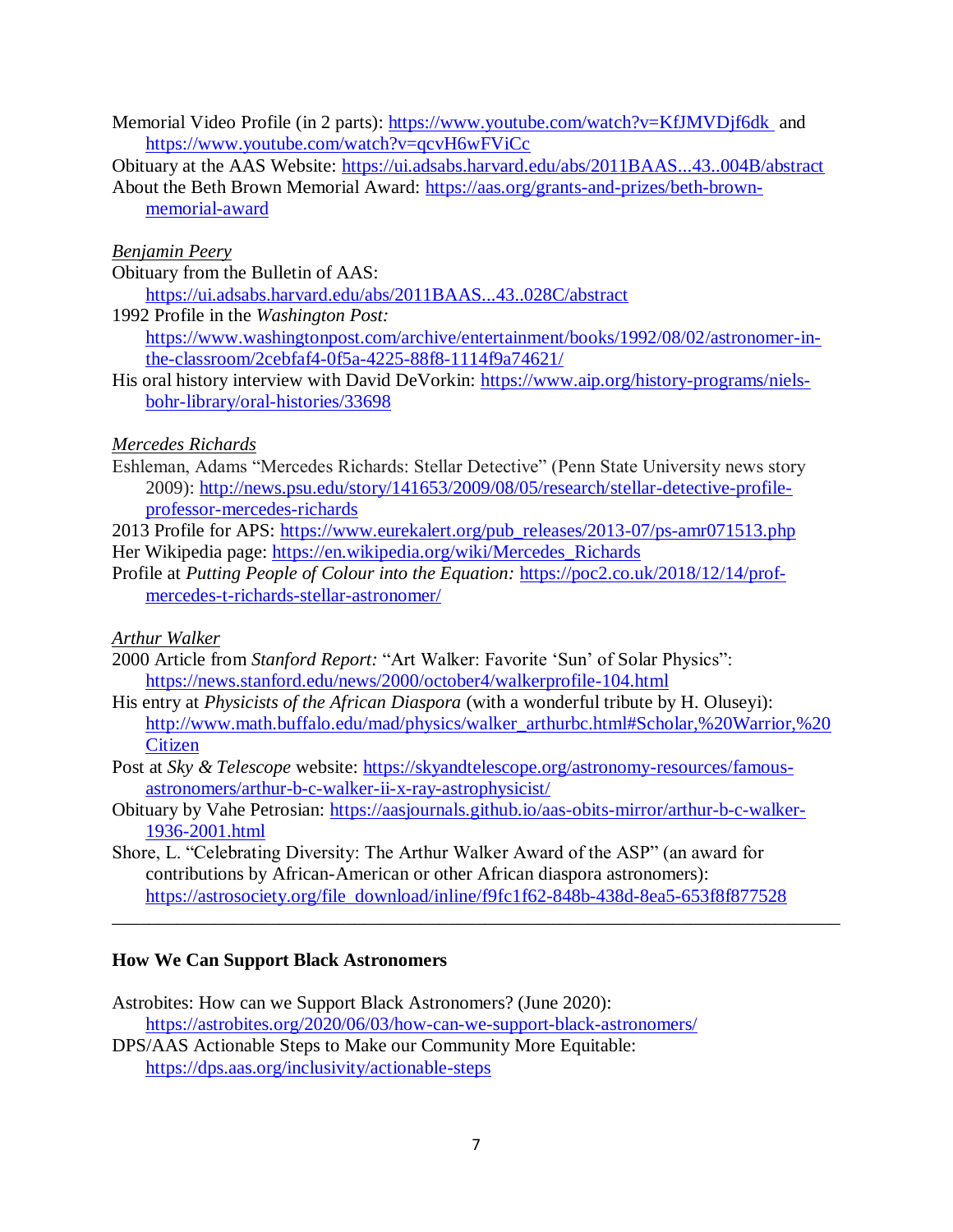Memorial Video Profile (in 2 parts): https://www.youtube.com/watch?v=KfJMVDjf6dk and https://www.youtube.com/watch?v=qcvH6wFViCc

Obituary at the AAS Website: https://ui.adsabs.harvard.edu/abs/2011BAAS...43..004B/abstract

About the Beth Brown Memorial Award: https://aas.org/grants-and-prizes/beth-brown-memorial-award

*Benjamin Peery*

Obituary from the Bulletin of AAS: https://ui.adsabs.harvard.edu/abs/2011BAAS...43..028C/abstract

1992 Profile in the *Washington Post:* https://www.washingtonpost.com/archive/entertainment/books/1992/08/02/astronomer-in-the-classroom/2cebfaf4-0f5a-4225-88f8-1114f9a74621/

His oral history interview with David DeVorkin: https://www.aip.org/history-programs/niels-bohr-library/oral-histories/33698

*Mercedes Richards*

Eshleman, Adams "Mercedes Richards: Stellar Detective" (Penn State University news story 2009): http://news.psu.edu/story/141653/2009/08/05/research/stellar-detective-profile-professor-mercedes-richards

2013 Profile for APS: https://www.eurekalert.org/pub_releases/2013-07/ps-amr071513.php

Her Wikipedia page: https://en.wikipedia.org/wiki/Mercedes_Richards

Profile at *Putting People of Colour into the Equation:* https://poc2.co.uk/2018/12/14/prof-mercedes-t-richards-stellar-astronomer/

*Arthur Walker*

2000 Article from *Stanford Report:* "Art Walker: Favorite 'Sun' of Solar Physics": https://news.stanford.edu/news/2000/october4/walkerprofile-104.html

His entry at *Physicists of the African Diaspora* (with a wonderful tribute by H. Oluseyi): http://www.math.buffalo.edu/mad/physics/walker_arthurbc.html#Scholar,%20Warrior,%20Citizen

Post at *Sky & Telescope* website: https://skyandtelescope.org/astronomy-resources/famous-astronomers/arthur-b-c-walker-ii-x-ray-astrophysicist/

Obituary by Vahe Petrosian: https://aasjournals.github.io/aas-obits-mirror/arthur-b-c-walker-1936-2001.html

Shore, L. "Celebrating Diversity: The Arthur Walker Award of the ASP" (an award for contributions by African-American or other African diaspora astronomers): https://astrosociety.org/file_download/inline/f9fc1f62-848b-438d-8ea5-653f8f877528

---

**How We Can Support Black Astronomers**

Astrobites: How can we Support Black Astronomers? (June 2020): https://astrobites.org/2020/06/03/how-can-we-support-black-astronomers/

DPS/AAS Actionable Steps to Make our Community More Equitable: https://dps.aas.org/inclusivity/actionable-steps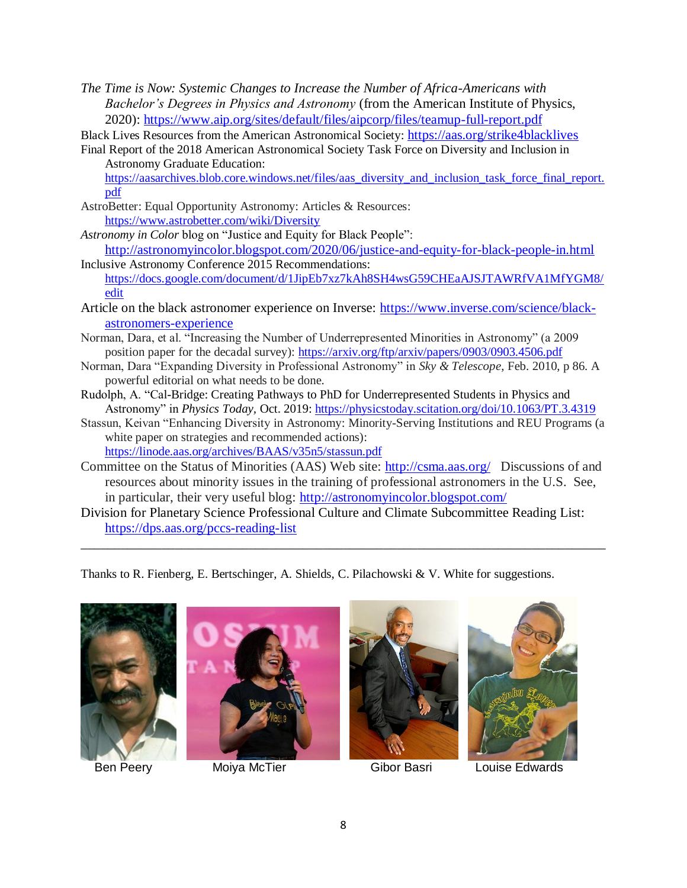*The Time is Now: Systemic Changes to Increase the Number of Africa-Americans with Bachelor's Degrees in Physics and Astronomy* (from the American Institute of Physics, 2020): https://www.aip.org/sites/default/files/aipcorp/files/teamup-full-report.pdf

Black Lives Resources from the American Astronomical Society: https://aas.org/strike4blacklives

Final Report of the 2018 American Astronomical Society Task Force on Diversity and Inclusion in Astronomy Graduate Education: https://aasarchives.blob.core.windows.net/files/aas_diversity_and_inclusion_task_force_final_report.pdf

AstroBetter: Equal Opportunity Astronomy: Articles & Resources: https://www.astrobetter.com/wiki/Diversity

*Astronomy in Color* blog on "Justice and Equity for Black People": http://astronomyincolor.blogspot.com/2020/06/justice-and-equity-for-black-people-in.html

Inclusive Astronomy Conference 2015 Recommendations: https://docs.google.com/document/d/1JipEb7xz7kAh8SH4wsG59CHEaAJSJTAWRfVA1MfYGM8/edit

Article on the black astronomer experience on Inverse: https://www.inverse.com/science/black-astronomers-experience

Norman, Dara, et al. "Increasing the Number of Underrepresented Minorities in Astronomy" (a 2009 position paper for the decadal survey): https://arxiv.org/ftp/arxiv/papers/0903/0903.4506.pdf

Norman, Dara "Expanding Diversity in Professional Astronomy" in *Sky & Telescope*, Feb. 2010, p 86. A powerful editorial on what needs to be done.

Rudolph, A. "Cal-Bridge: Creating Pathways to PhD for Underrepresented Students in Physics and Astronomy" in *Physics Today*, Oct. 2019: https://physicstoday.scitation.org/doi/10.1063/PT.3.4319

Stassun, Keivan "Enhancing Diversity in Astronomy: Minority-Serving Institutions and REU Programs (a white paper on strategies and recommended actions): https://linode.aas.org/archives/BAAS/v35n5/stassun.pdf

Committee on the Status of Minorities (AAS) Web site: http://csma.aas.org/ Discussions of and resources about minority issues in the training of professional astronomers in the U.S. See, in particular, their very useful blog: http://astronomyincolor.blogspot.com/

Division for Planetary Science Professional Culture and Climate Subcommittee Reading List: https://dps.aas.org/pccs-reading-list

---

Thanks to R. Fienberg, E. Bertschinger, A. Shields, C. Pilachowski & V. White for suggestions.

Ben Peery Moiya McTier Gibor Basri Louise Edwards